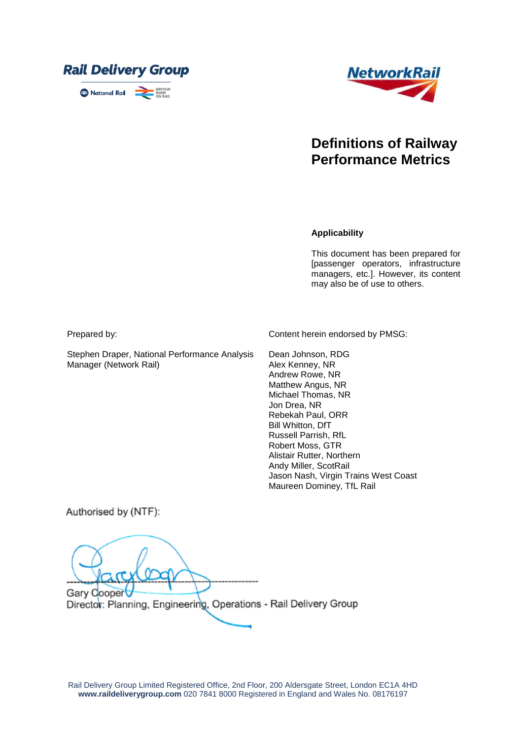Rail Delivery Group

National Rail

NetworkRail

# Definitions of Railway Performance Metrics

**Applicability**

This document has been prepared for [passenger operators, infrastructure managers, etc.]. However, its content may also be of use to others.

Prepared by:

Stephen Draper, National Performance Analysis Manager (Network Rail)

Content herein endorsed by PMSG:

Dean Johnson, RDG
Alex Kenney, NR
Andrew Rowe, NR
Matthew Angus, NR
Michael Thomas, NR
Jon Drea, NR
Rebekah Paul, ORR
Bill Whitton, DfT
Russell Parrish, RfL
Robert Moss, GTR
Alistair Rutter, Northern
Andy Miller, ScotRail
Jason Nash, Virgin Trains West Coast
Maureen Dominey, TfL Rail

Authorised by (NTF):

Gary Cooper
Director: Planning, Engineering, Operations - Rail Delivery Group

Rail Delivery Group Limited Registered Office, 2nd Floor, 200 Aldersgate Street, London EC1A 4HD
**www.raildeliverygroup.com** 020 7841 8000 Registered in England and Wales No. 08176197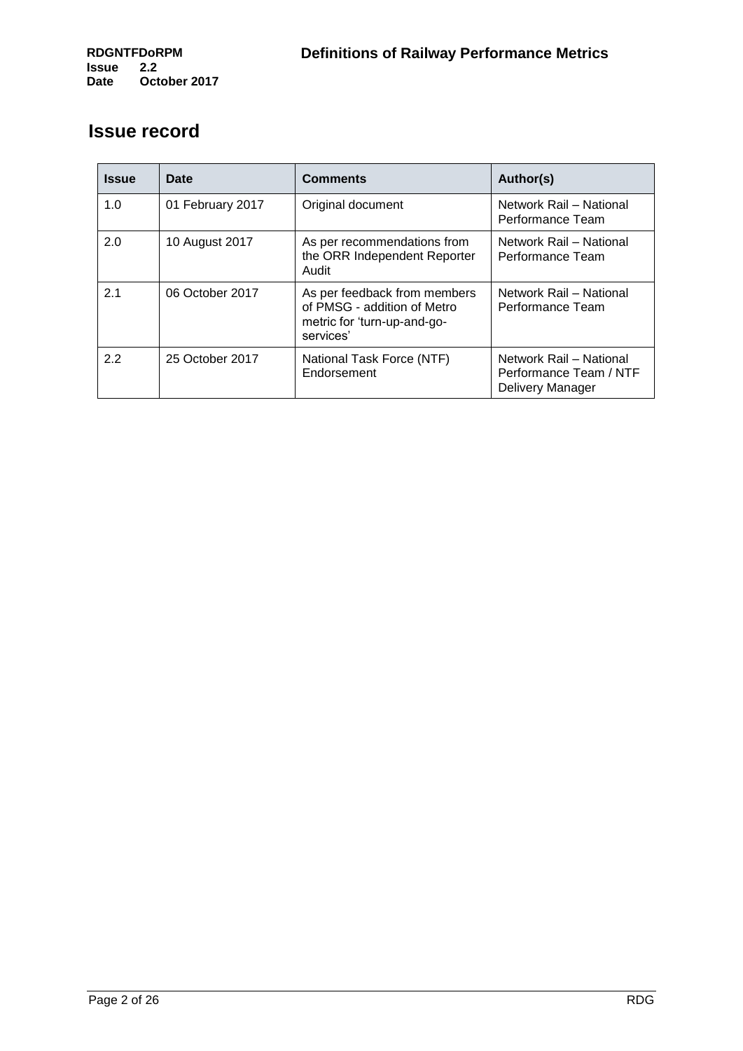# Issue record

| Issue | Date | Comments | Author(s) |
|---|---|---|---|
| 1.0 | 01 February 2017 | Original document | Network Rail – National Performance Team |
| 2.0 | 10 August 2017 | As per recommendations from the ORR Independent Reporter Audit | Network Rail – National Performance Team |
| 2.1 | 06 October 2017 | As per feedback from members of PMSG - addition of Metro metric for 'turn-up-and-go-services' | Network Rail – National Performance Team |
| 2.2 | 25 October 2017 | National Task Force (NTF) Endorsement | Network Rail – National Performance Team / NTF Delivery Manager |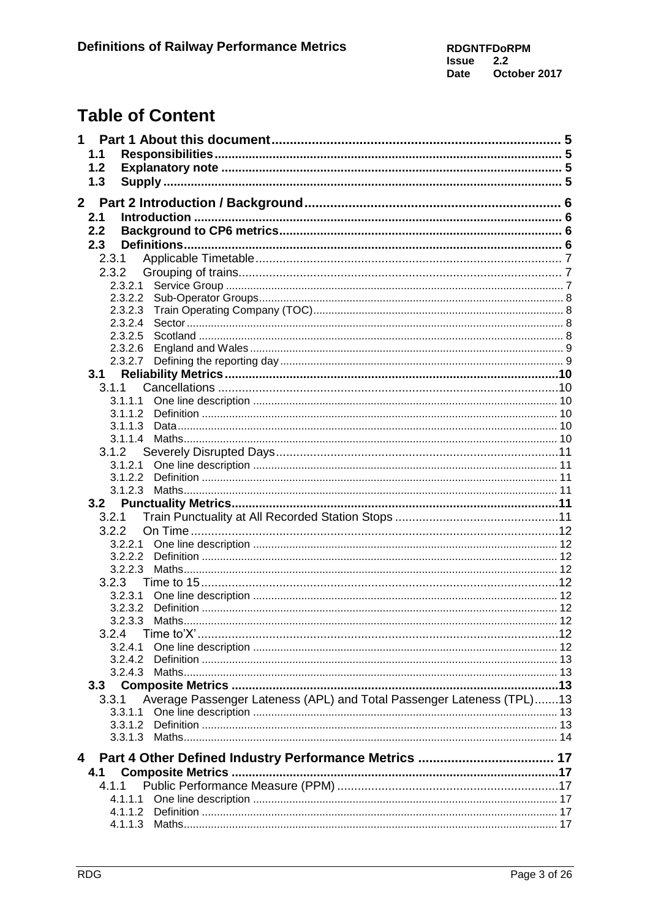# Table of Content

1 Part 1 About this document ... 5
  - 1.1 Responsibilities ... 5
  - 1.2 Explanatory note ... 5
  - 1.3 Supply ... 5

2 Part 2 Introduction / Background ... 6
  - 2.1 Introduction ... 6
  - 2.2 Background to CP6 metrics ... 6
  - 2.3 Definitions ... 6
    - 2.3.1 Applicable Timetable ... 7
    - 2.3.2 Grouping of trains ... 7
      - 2.3.2.1 Service Group ... 7
      - 2.3.2.2 Sub-Operator Groups ... 8
      - 2.3.2.3 Train Operating Company (TOC) ... 8
      - 2.3.2.4 Sector ... 8
      - 2.3.2.5 Scotland ... 8
      - 2.3.2.6 England and Wales ... 9
      - 2.3.2.7 Defining the reporting day ... 9
  - 3.1 Reliability Metrics ... 10
    - 3.1.1 Cancellations ... 10
      - 3.1.1.1 One line description ... 10
      - 3.1.1.2 Definition ... 10
      - 3.1.1.3 Data ... 10
      - 3.1.1.4 Maths ... 10
    - 3.1.2 Severely Disrupted Days ... 11
      - 3.1.2.1 One line description ... 11
      - 3.1.2.2 Definition ... 11
      - 3.1.2.3 Maths ... 11
  - 3.2 Punctuality Metrics ... 11
    - 3.2.1 Train Punctuality at All Recorded Station Stops ... 11
    - 3.2.2 On Time ... 12
      - 3.2.2.1 One line description ... 12
      - 3.2.2.2 Definition ... 12
      - 3.2.2.3 Maths ... 12
    - 3.2.3 Time to 15 ... 12
      - 3.2.3.1 One line description ... 12
      - 3.2.3.2 Definition ... 12
      - 3.2.3.3 Maths ... 12
    - 3.2.4 Time to'X' ... 12
      - 3.2.4.1 One line description ... 12
      - 3.2.4.2 Definition ... 13
      - 3.2.4.3 Maths ... 13
  - 3.3 Composite Metrics ... 13
    - 3.3.1 Average Passenger Lateness (APL) and Total Passenger Lateness (TPL) ... 13
      - 3.3.1.1 One line description ... 13
      - 3.3.1.2 Definition ... 13
      - 3.3.1.3 Maths ... 14

4 Part 4 Other Defined Industry Performance Metrics ... 17
  - 4.1 Composite Metrics ... 17
    - 4.1.1 Public Performance Measure (PPM) ... 17
      - 4.1.1.1 One line description ... 17
      - 4.1.1.2 Definition ... 17
      - 4.1.1.3 Maths ... 17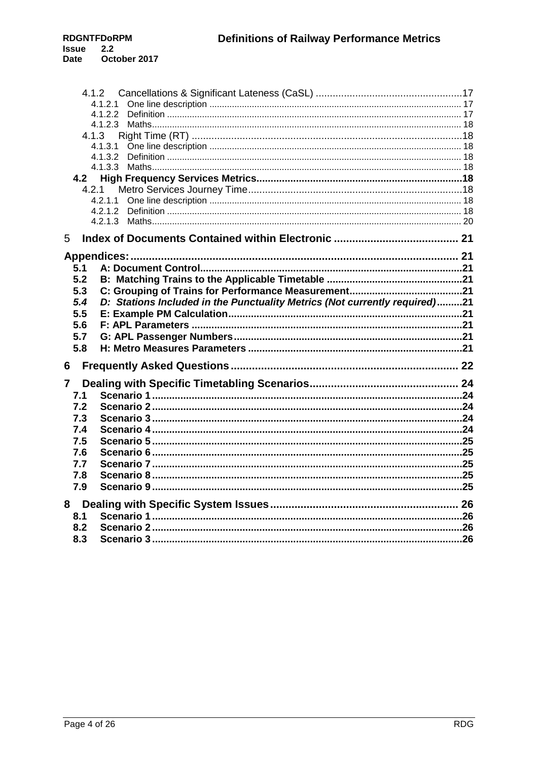4.1.2 Cancellations & Significant Lateness (CaSL) ....................................................17
4.1.2.1 One line description .................................................................................................... 17
4.1.2.2 Definition ..................................................................................................................... 17
4.1.2.3 Maths........................................................................................................................... 18
4.1.3 Right Time (RT) ...............................................................................................18
4.1.3.1 One line description .................................................................................................... 18
4.1.3.2 Definition ..................................................................................................................... 18
4.1.3.3 Maths........................................................................................................................... 18
**4.2 High Frequency Services Metrics.......................................................................18**
4.2.1 Metro Services Journey Time...........................................................................18
4.2.1.1 One line description .................................................................................................... 18
4.2.1.2 Definition ..................................................................................................................... 18
4.2.1.3 Maths........................................................................................................................... 20

**5 Index of Documents Contained within Electronic ......................................... 21**

**Appendices:........................................................................................................... 21**
**5.1 A: Document Control...........................................................................................21**
**5.2 B: Matching Trains to the Applicable Timetable ...............................................21**
**5.3 C: Grouping of Trains for Performance Measurement.......................................21**
***5.4 D: Stations Included in the Punctuality Metrics (Not currently required).........21***
**5.5 E: Example PM Calculation.................................................................................21**
**5.6 F: APL Parameters ..............................................................................................21**
**5.7 G: APL Passenger Numbers................................................................................21**
**5.8 H: Metro Measures Parameters ..........................................................................21**

**6 Frequently Asked Questions........................................................................... 22**

**7 Dealing with Specific Timetabling Scenarios................................................. 24**
**7.1 Scenario 1............................................................................................................24**
**7.2 Scenario 2............................................................................................................24**
**7.3 Scenario 3............................................................................................................24**
**7.4 Scenario 4............................................................................................................24**
**7.5 Scenario 5............................................................................................................25**
**7.6 Scenario 6............................................................................................................25**
**7.7 Scenario 7............................................................................................................25**
**7.8 Scenario 8............................................................................................................25**
**7.9 Scenario 9............................................................................................................25**

**8 Dealing with Specific System Issues.............................................................. 26**
**8.1 Scenario 1............................................................................................................26**
**8.2 Scenario 2............................................................................................................26**
**8.3 Scenario 3............................................................................................................26**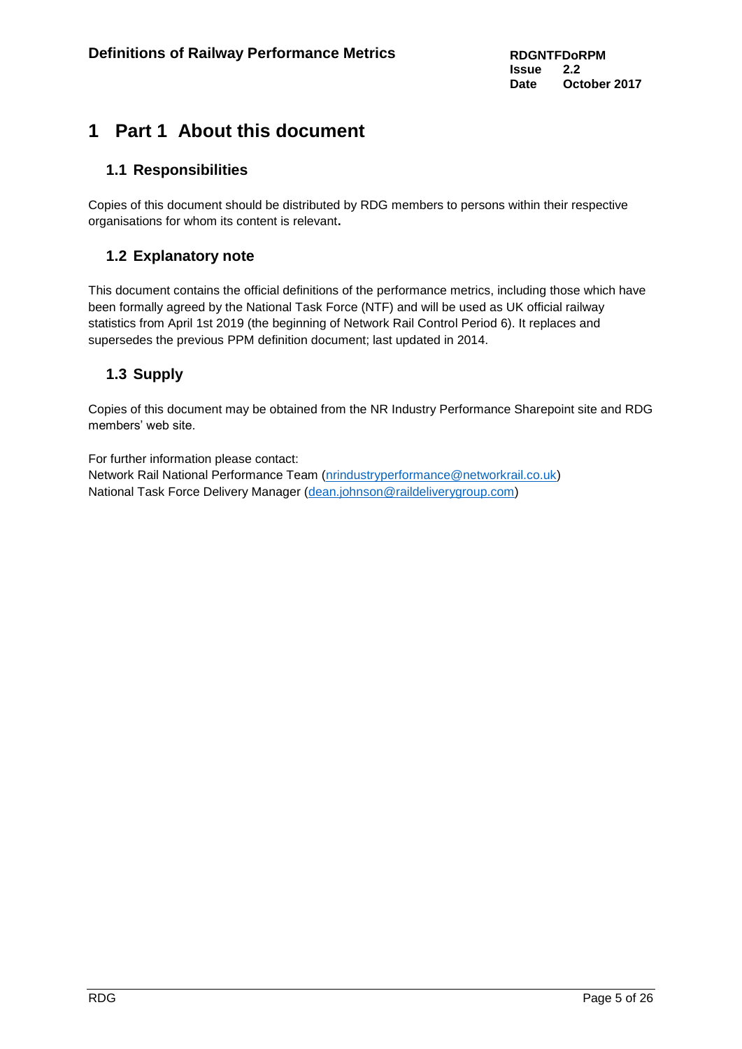# 1 Part 1 About this document

## 1.1 Responsibilities

Copies of this document should be distributed by RDG members to persons within their respective organisations for whom its content is relevant**.**

## 1.2 Explanatory note

This document contains the official definitions of the performance metrics, including those which have been formally agreed by the National Task Force (NTF) and will be used as UK official railway statistics from April 1st 2019 (the beginning of Network Rail Control Period 6). It replaces and supersedes the previous PPM definition document; last updated in 2014.

## 1.3 Supply

Copies of this document may be obtained from the NR Industry Performance Sharepoint site and RDG members' web site.

For further information please contact:
Network Rail National Performance Team (nrindustryperformance@networkrail.co.uk)
National Task Force Delivery Manager (dean.johnson@raildeliverygroup.com)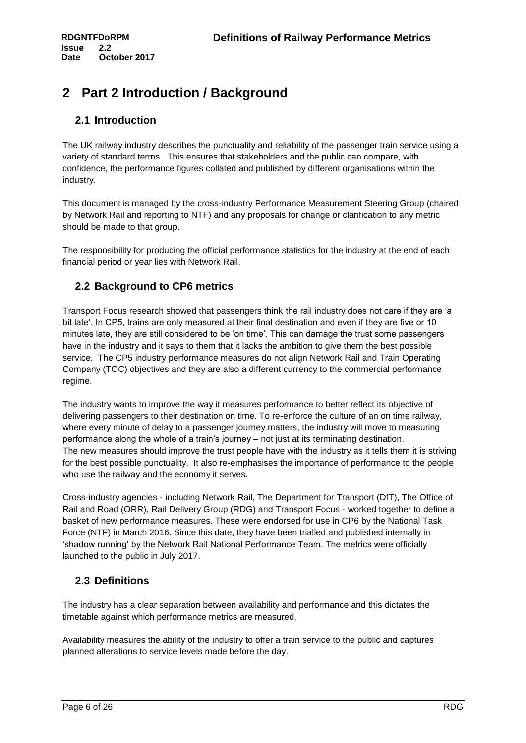# 2 Part 2 Introduction / Background

## 2.1 Introduction

The UK railway industry describes the punctuality and reliability of the passenger train service using a variety of standard terms. This ensures that stakeholders and the public can compare, with confidence, the performance figures collated and published by different organisations within the industry.

This document is managed by the cross-industry Performance Measurement Steering Group (chaired by Network Rail and reporting to NTF) and any proposals for change or clarification to any metric should be made to that group.

The responsibility for producing the official performance statistics for the industry at the end of each financial period or year lies with Network Rail.

## 2.2 Background to CP6 metrics

Transport Focus research showed that passengers think the rail industry does not care if they are 'a bit late'. In CP5, trains are only measured at their final destination and even if they are five or 10 minutes late, they are still considered to be 'on time'. This can damage the trust some passengers have in the industry and it says to them that it lacks the ambition to give them the best possible service. The CP5 industry performance measures do not align Network Rail and Train Operating Company (TOC) objectives and they are also a different currency to the commercial performance regime.

The industry wants to improve the way it measures performance to better reflect its objective of delivering passengers to their destination on time. To re-enforce the culture of an on time railway, where every minute of delay to a passenger journey matters, the industry will move to measuring performance along the whole of a train's journey – not just at its terminating destination. The new measures should improve the trust people have with the industry as it tells them it is striving for the best possible punctuality. It also re-emphasises the importance of performance to the people who use the railway and the economy it serves.

Cross-industry agencies - including Network Rail, The Department for Transport (DfT), The Office of Rail and Road (ORR), Rail Delivery Group (RDG) and Transport Focus - worked together to define a basket of new performance measures. These were endorsed for use in CP6 by the National Task Force (NTF) in March 2016. Since this date, they have been trialled and published internally in 'shadow running' by the Network Rail National Performance Team. The metrics were officially launched to the public in July 2017.

## 2.3 Definitions

The industry has a clear separation between availability and performance and this dictates the timetable against which performance metrics are measured.

Availability measures the ability of the industry to offer a train service to the public and captures planned alterations to service levels made before the day.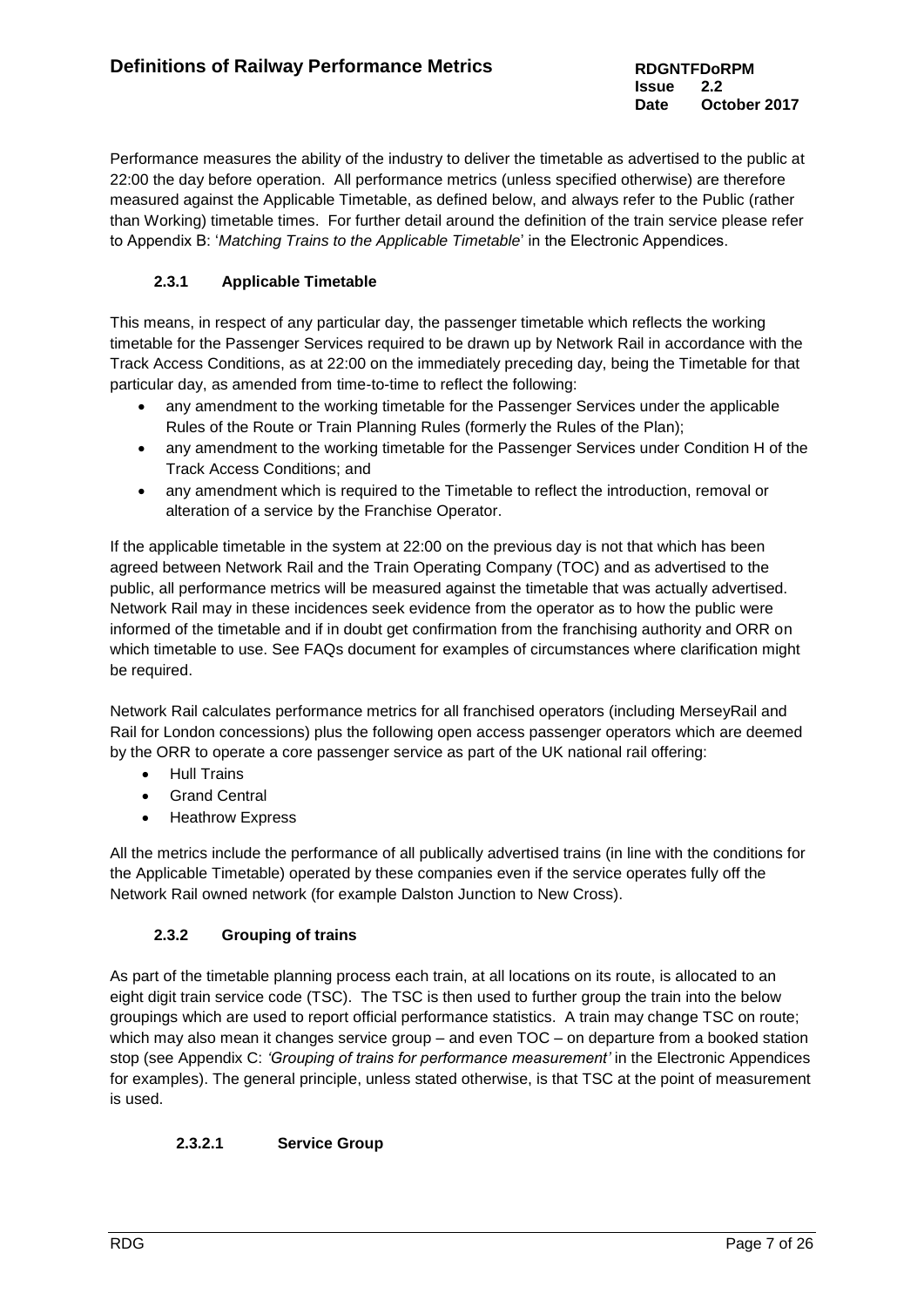Performance measures the ability of the industry to deliver the timetable as advertised to the public at 22:00 the day before operation. All performance metrics (unless specified otherwise) are therefore measured against the Applicable Timetable, as defined below, and always refer to the Public (rather than Working) timetable times. For further detail around the definition of the train service please refer to Appendix B: '*Matching Trains to the Applicable Timetable*' in the Electronic Appendices.

### 2.3.1 Applicable Timetable

This means, in respect of any particular day, the passenger timetable which reflects the working timetable for the Passenger Services required to be drawn up by Network Rail in accordance with the Track Access Conditions, as at 22:00 on the immediately preceding day, being the Timetable for that particular day, as amended from time-to-time to reflect the following:

- any amendment to the working timetable for the Passenger Services under the applicable Rules of the Route or Train Planning Rules (formerly the Rules of the Plan);
- any amendment to the working timetable for the Passenger Services under Condition H of the Track Access Conditions; and
- any amendment which is required to the Timetable to reflect the introduction, removal or alteration of a service by the Franchise Operator.

If the applicable timetable in the system at 22:00 on the previous day is not that which has been agreed between Network Rail and the Train Operating Company (TOC) and as advertised to the public, all performance metrics will be measured against the timetable that was actually advertised. Network Rail may in these incidences seek evidence from the operator as to how the public were informed of the timetable and if in doubt get confirmation from the franchising authority and ORR on which timetable to use. See FAQs document for examples of circumstances where clarification might be required.

Network Rail calculates performance metrics for all franchised operators (including MerseyRail and Rail for London concessions) plus the following open access passenger operators which are deemed by the ORR to operate a core passenger service as part of the UK national rail offering:

- Hull Trains
- Grand Central
- Heathrow Express

All the metrics include the performance of all publically advertised trains (in line with the conditions for the Applicable Timetable) operated by these companies even if the service operates fully off the Network Rail owned network (for example Dalston Junction to New Cross).

### 2.3.2 Grouping of trains

As part of the timetable planning process each train, at all locations on its route, is allocated to an eight digit train service code (TSC). The TSC is then used to further group the train into the below groupings which are used to report official performance statistics. A train may change TSC on route; which may also mean it changes service group – and even TOC – on departure from a booked station stop (see Appendix C: *'Grouping of trains for performance measurement'* in the Electronic Appendices for examples). The general principle, unless stated otherwise, is that TSC at the point of measurement is used.

#### 2.3.2.1 Service Group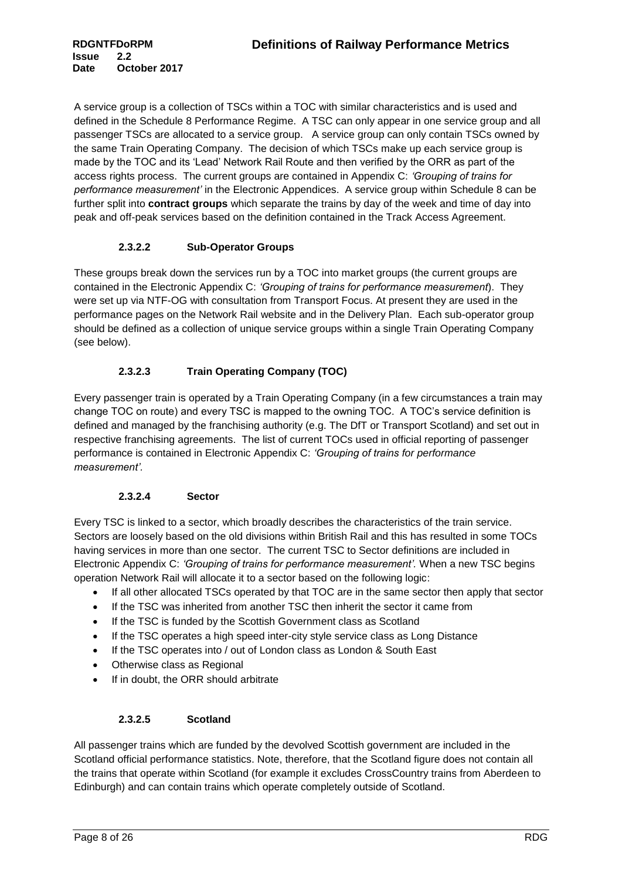A service group is a collection of TSCs within a TOC with similar characteristics and is used and defined in the Schedule 8 Performance Regime. A TSC can only appear in one service group and all passenger TSCs are allocated to a service group. A service group can only contain TSCs owned by the same Train Operating Company. The decision of which TSCs make up each service group is made by the TOC and its 'Lead' Network Rail Route and then verified by the ORR as part of the access rights process. The current groups are contained in Appendix C: *'Grouping of trains for performance measurement'* in the Electronic Appendices. A service group within Schedule 8 can be further split into **contract groups** which separate the trains by day of the week and time of day into peak and off-peak services based on the definition contained in the Track Access Agreement.

#### 2.3.2.2 Sub-Operator Groups

These groups break down the services run by a TOC into market groups (the current groups are contained in the Electronic Appendix C: *'Grouping of trains for performance measurement*). They were set up via NTF-OG with consultation from Transport Focus. At present they are used in the performance pages on the Network Rail website and in the Delivery Plan. Each sub-operator group should be defined as a collection of unique service groups within a single Train Operating Company (see below).

#### 2.3.2.3 Train Operating Company (TOC)

Every passenger train is operated by a Train Operating Company (in a few circumstances a train may change TOC on route) and every TSC is mapped to the owning TOC. A TOC's service definition is defined and managed by the franchising authority (e.g. The DfT or Transport Scotland) and set out in respective franchising agreements. The list of current TOCs used in official reporting of passenger performance is contained in Electronic Appendix C: *'Grouping of trains for performance measurement'.*

#### 2.3.2.4 Sector

Every TSC is linked to a sector, which broadly describes the characteristics of the train service. Sectors are loosely based on the old divisions within British Rail and this has resulted in some TOCs having services in more than one sector. The current TSC to Sector definitions are included in Electronic Appendix C: *'Grouping of trains for performance measurement'.* When a new TSC begins operation Network Rail will allocate it to a sector based on the following logic:

- If all other allocated TSCs operated by that TOC are in the same sector then apply that sector
- If the TSC was inherited from another TSC then inherit the sector it came from
- If the TSC is funded by the Scottish Government class as Scotland
- If the TSC operates a high speed inter-city style service class as Long Distance
- If the TSC operates into / out of London class as London & South East
- Otherwise class as Regional
- If in doubt, the ORR should arbitrate

#### 2.3.2.5 Scotland

All passenger trains which are funded by the devolved Scottish government are included in the Scotland official performance statistics. Note, therefore, that the Scotland figure does not contain all the trains that operate within Scotland (for example it excludes CrossCountry trains from Aberdeen to Edinburgh) and can contain trains which operate completely outside of Scotland.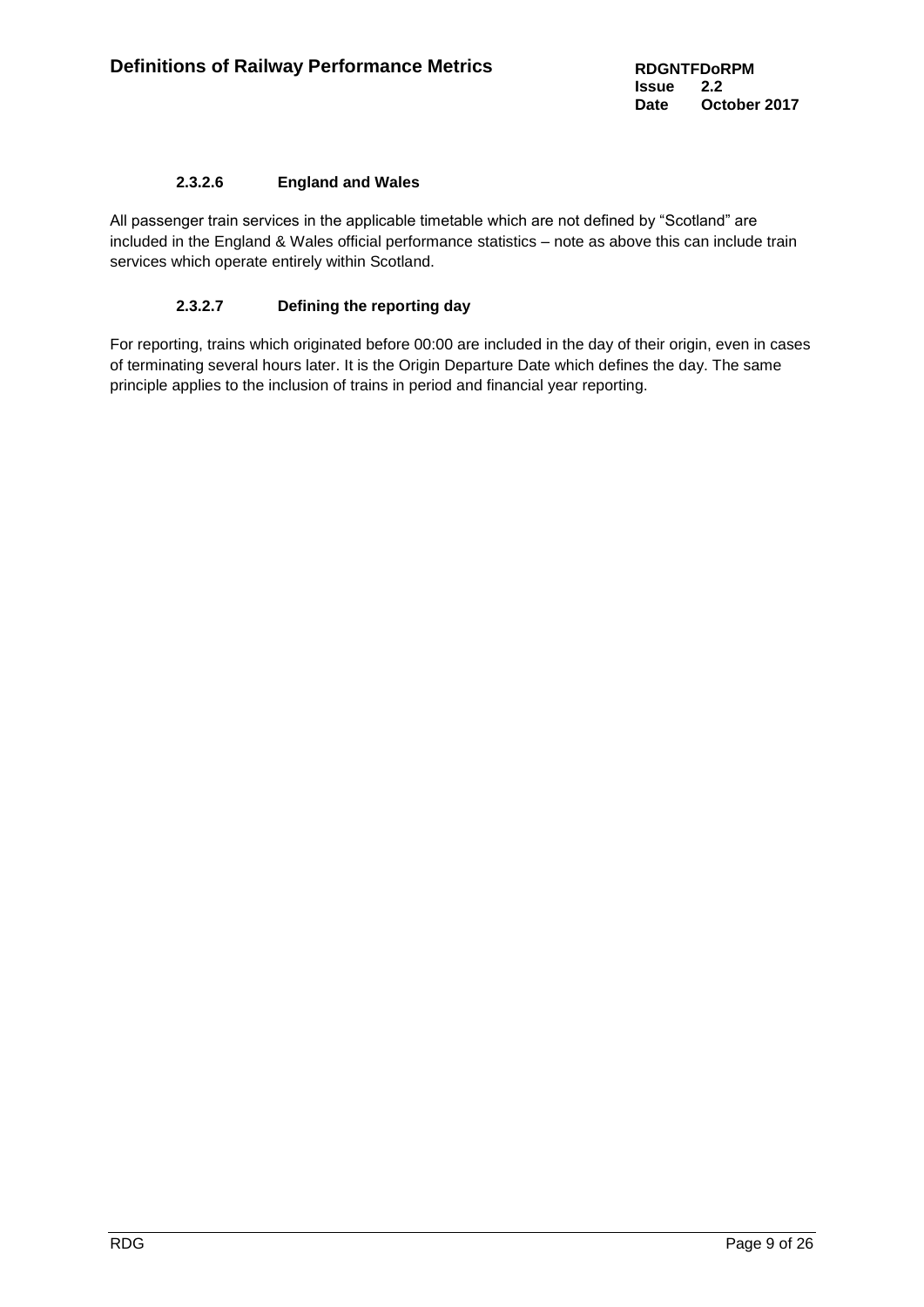#### 2.3.2.6 England and Wales

All passenger train services in the applicable timetable which are not defined by “Scotland” are included in the England & Wales official performance statistics – note as above this can include train services which operate entirely within Scotland.

#### 2.3.2.7 Defining the reporting day

For reporting, trains which originated before 00:00 are included in the day of their origin, even in cases of terminating several hours later. It is the Origin Departure Date which defines the day. The same principle applies to the inclusion of trains in period and financial year reporting.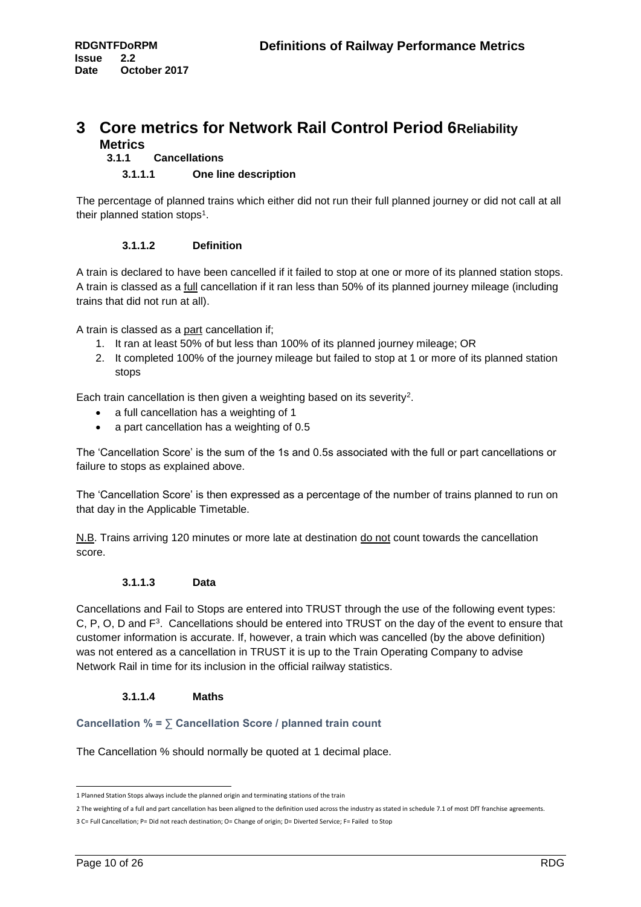# 3 Core metrics for Network Rail Control Period 6 Reliability Metrics

### 3.1.1 Cancellations

#### 3.1.1.1 One line description

The percentage of planned trains which either did not run their full planned journey or did not call at all their planned station stops[1].

#### 3.1.1.2 Definition

A train is declared to have been cancelled if it failed to stop at one or more of its planned station stops. A train is classed as a full cancellation if it ran less than 50% of its planned journey mileage (including trains that did not run at all).

A train is classed as a part cancellation if;

1. It ran at least 50% of but less than 100% of its planned journey mileage; OR
2. It completed 100% of the journey mileage but failed to stop at 1 or more of its planned station stops

Each train cancellation is then given a weighting based on its severity[2].

- a full cancellation has a weighting of 1
- a part cancellation has a weighting of 0.5

The 'Cancellation Score' is the sum of the 1s and 0.5s associated with the full or part cancellations or failure to stops as explained above.

The 'Cancellation Score' is then expressed as a percentage of the number of trains planned to run on that day in the Applicable Timetable.

N.B. Trains arriving 120 minutes or more late at destination do not count towards the cancellation score.

#### 3.1.1.3 Data

Cancellations and Fail to Stops are entered into TRUST through the use of the following event types: C, P, O, D and F[3]. Cancellations should be entered into TRUST on the day of the event to ensure that customer information is accurate. If, however, a train which was cancelled (by the above definition) was not entered as a cancellation in TRUST it is up to the Train Operating Company to advise Network Rail in time for its inclusion in the official railway statistics.

#### 3.1.1.4 Maths

**Cancellation % = ∑ Cancellation Score / planned train count**

The Cancellation % should normally be quoted at 1 decimal place.

---

1 Planned Station Stops always include the planned origin and terminating stations of the train

2 The weighting of a full and part cancellation has been aligned to the definition used across the industry as stated in schedule 7.1 of most DfT franchise agreements.

3 C= Full Cancellation; P= Did not reach destination; O= Change of origin; D= Diverted Service; F= Failed to Stop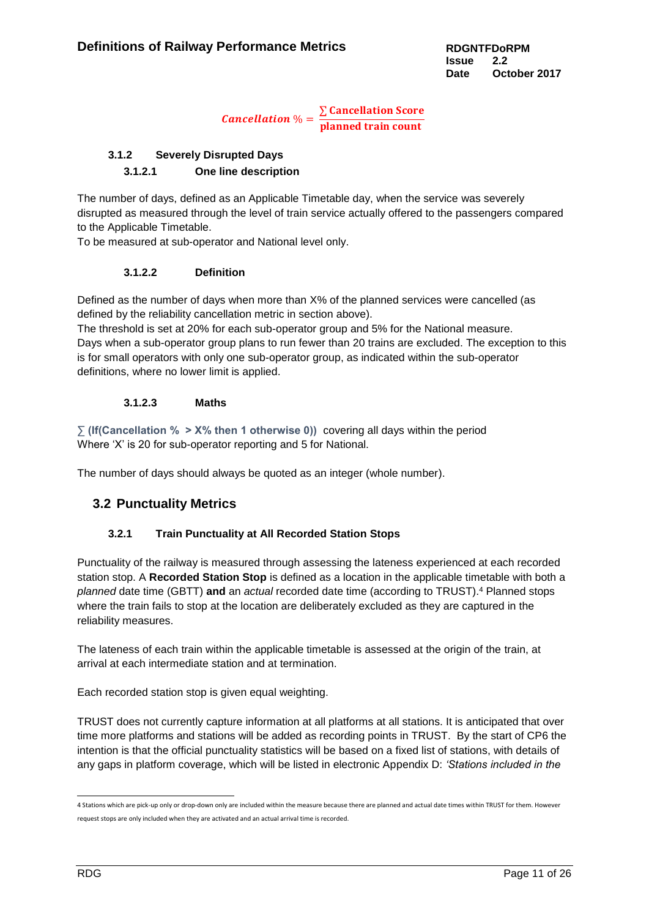$$Cancellation\ \% = \frac{\sum \textbf{Cancellation Score}}{\textbf{planned train count}}$$

### 3.1.2 Severely Disrupted Days

#### 3.1.2.1 One line description

The number of days, defined as an Applicable Timetable day, when the service was severely disrupted as measured through the level of train service actually offered to the passengers compared to the Applicable Timetable.
To be measured at sub-operator and National level only.

#### 3.1.2.2 Definition

Defined as the number of days when more than X% of the planned services were cancelled (as defined by the reliability cancellation metric in section above).
The threshold is set at 20% for each sub-operator group and 5% for the National measure.
Days when a sub-operator group plans to run fewer than 20 trains are excluded. The exception to this is for small operators with only one sub-operator group, as indicated within the sub-operator definitions, where no lower limit is applied.

#### 3.1.2.3 Maths

**∑ (If(Cancellation % > X% then 1 otherwise 0))** covering all days within the period
Where 'X' is 20 for sub-operator reporting and 5 for National.

The number of days should always be quoted as an integer (whole number).

## 3.2 Punctuality Metrics

### 3.2.1 Train Punctuality at All Recorded Station Stops

Punctuality of the railway is measured through assessing the lateness experienced at each recorded station stop. A **Recorded Station Stop** is defined as a location in the applicable timetable with both a *planned* date time (GBTT) **and** an *actual* recorded date time (according to TRUST).[4] Planned stops where the train fails to stop at the location are deliberately excluded as they are captured in the reliability measures.

The lateness of each train within the applicable timetable is assessed at the origin of the train, at arrival at each intermediate station and at termination.

Each recorded station stop is given equal weighting.

TRUST does not currently capture information at all platforms at all stations. It is anticipated that over time more platforms and stations will be added as recording points in TRUST. By the start of CP6 the intention is that the official punctuality statistics will be based on a fixed list of stations, with details of any gaps in platform coverage, which will be listed in electronic Appendix D: *'Stations included in the*

---

4 Stations which are pick-up only or drop-down only are included within the measure because there are planned and actual date times within TRUST for them. However request stops are only included when they are activated and an actual arrival time is recorded.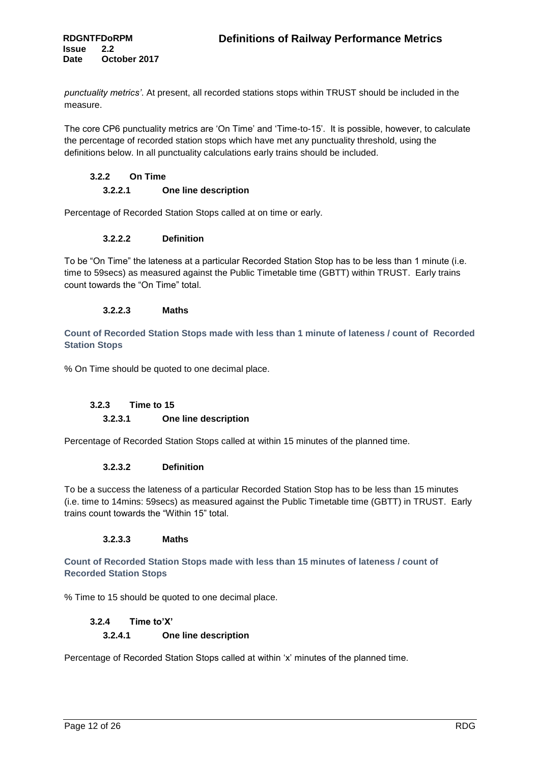*punctuality metrics'.* At present, all recorded stations stops within TRUST should be included in the measure.

The core CP6 punctuality metrics are 'On Time' and 'Time-to-15'. It is possible, however, to calculate the percentage of recorded station stops which have met any punctuality threshold, using the definitions below. In all punctuality calculations early trains should be included.

### 3.2.2 On Time

#### 3.2.2.1 One line description

Percentage of Recorded Station Stops called at on time or early.

#### 3.2.2.2 Definition

To be "On Time" the lateness at a particular Recorded Station Stop has to be less than 1 minute (i.e. time to 59secs) as measured against the Public Timetable time (GBTT) within TRUST. Early trains count towards the "On Time" total.

#### 3.2.2.3 Maths

**Count of Recorded Station Stops made with less than 1 minute of lateness / count of Recorded Station Stops**

% On Time should be quoted to one decimal place.

### 3.2.3 Time to 15

#### 3.2.3.1 One line description

Percentage of Recorded Station Stops called at within 15 minutes of the planned time.

#### 3.2.3.2 Definition

To be a success the lateness of a particular Recorded Station Stop has to be less than 15 minutes (i.e. time to 14mins: 59secs) as measured against the Public Timetable time (GBTT) in TRUST. Early trains count towards the "Within 15" total.

#### 3.2.3.3 Maths

**Count of Recorded Station Stops made with less than 15 minutes of lateness / count of Recorded Station Stops**

% Time to 15 should be quoted to one decimal place.

### 3.2.4 Time to'X'

#### 3.2.4.1 One line description

Percentage of Recorded Station Stops called at within 'x' minutes of the planned time.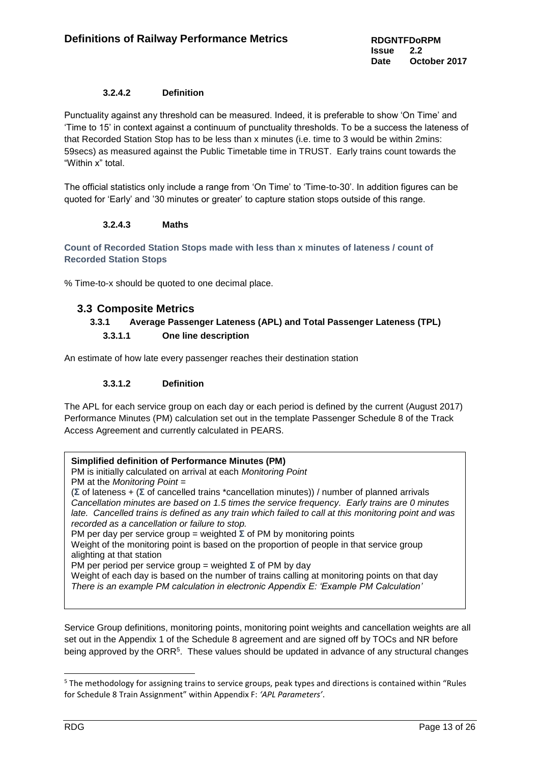#### 3.2.4.2 Definition

Punctuality against any threshold can be measured. Indeed, it is preferable to show 'On Time' and 'Time to 15' in context against a continuum of punctuality thresholds. To be a success the lateness of that Recorded Station Stop has to be less than x minutes (i.e. time to 3 would be within 2mins: 59secs) as measured against the Public Timetable time in TRUST. Early trains count towards the "Within x" total.

The official statistics only include a range from 'On Time' to 'Time-to-30'. In addition figures can be quoted for 'Early' and '30 minutes or greater' to capture station stops outside of this range.

#### 3.2.4.3 Maths

**Count of Recorded Station Stops made with less than x minutes of lateness / count of Recorded Station Stops**

% Time-to-x should be quoted to one decimal place.

## 3.3 Composite Metrics

### 3.3.1 Average Passenger Lateness (APL) and Total Passenger Lateness (TPL)

#### 3.3.1.1 One line description

An estimate of how late every passenger reaches their destination station

#### 3.3.1.2 Definition

The APL for each service group on each day or each period is defined by the current (August 2017) Performance Minutes (PM) calculation set out in the template Passenger Schedule 8 of the Track Access Agreement and currently calculated in PEARS.

**Simplified definition of Performance Minutes (PM)**

PM is initially calculated on arrival at each *Monitoring Point*

PM at the *Monitoring Point* =

(**Σ** of lateness + (**Σ** of cancelled trains *cancellation minutes)) / number of planned arrivals

*Cancellation minutes are based on 1.5 times the service frequency. Early trains are 0 minutes late. Cancelled trains is defined as any train which failed to call at this monitoring point and was recorded as a cancellation or failure to stop.*

PM per day per service group = weighted **Σ** of PM by monitoring points

Weight of the monitoring point is based on the proportion of people in that service group alighting at that station

PM per period per service group = weighted **Σ** of PM by day

Weight of each day is based on the number of trains calling at monitoring points on that day

*There is an example PM calculation in electronic Appendix E: 'Example PM Calculation'*

Service Group definitions, monitoring points, monitoring point weights and cancellation weights are all set out in the Appendix 1 of the Schedule 8 agreement and are signed off by TOCs and NR before being approved by the ORR[5]. These values should be updated in advance of any structural changes

[5] The methodology for assigning trains to service groups, peak types and directions is contained within "Rules for Schedule 8 Train Assignment" within Appendix F: *'APL Parameters'*.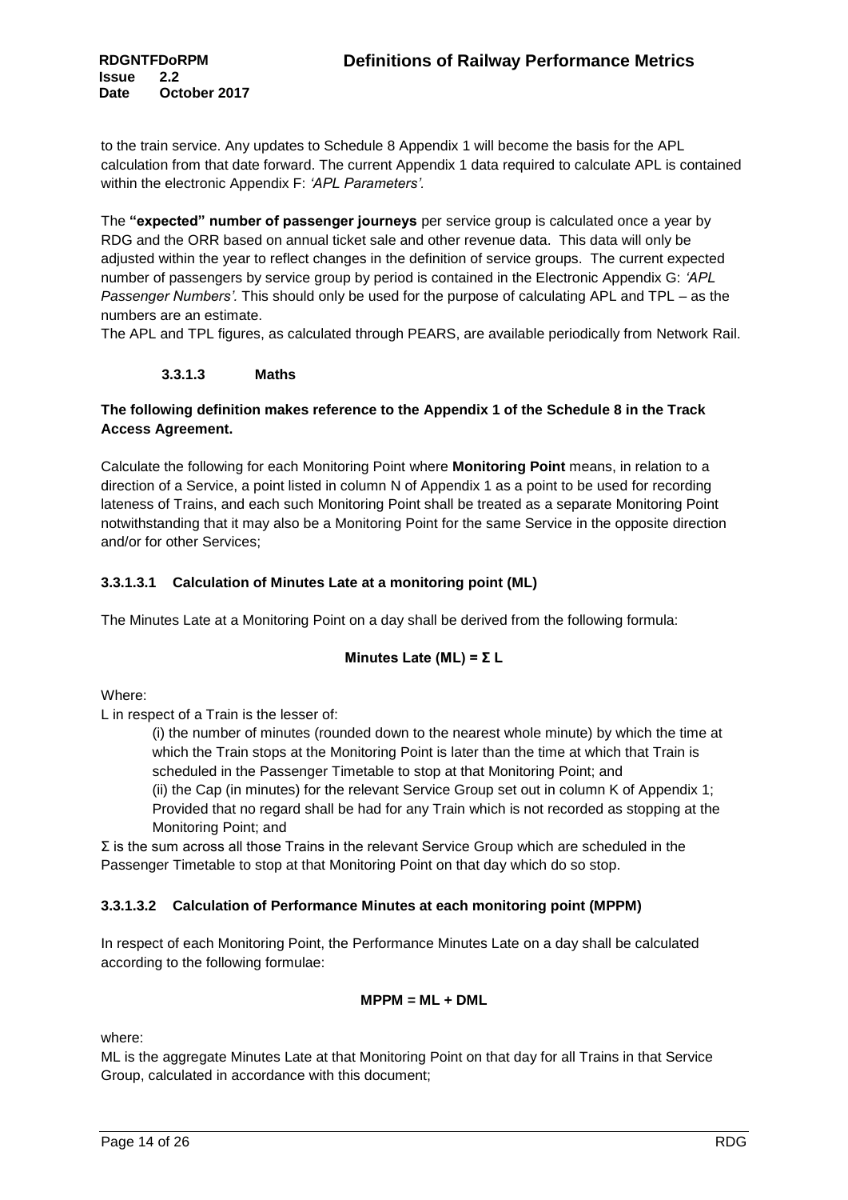to the train service. Any updates to Schedule 8 Appendix 1 will become the basis for the APL calculation from that date forward. The current Appendix 1 data required to calculate APL is contained within the electronic Appendix F: *'APL Parameters'.*

The **"expected" number of passenger journeys** per service group is calculated once a year by RDG and the ORR based on annual ticket sale and other revenue data. This data will only be adjusted within the year to reflect changes in the definition of service groups. The current expected number of passengers by service group by period is contained in the Electronic Appendix G: *'APL Passenger Numbers'.* This should only be used for the purpose of calculating APL and TPL – as the numbers are an estimate.

The APL and TPL figures, as calculated through PEARS, are available periodically from Network Rail.

#### 3.3.1.3 Maths

**The following definition makes reference to the Appendix 1 of the Schedule 8 in the Track Access Agreement.**

Calculate the following for each Monitoring Point where **Monitoring Point** means, in relation to a direction of a Service, a point listed in column N of Appendix 1 as a point to be used for recording lateness of Trains, and each such Monitoring Point shall be treated as a separate Monitoring Point notwithstanding that it may also be a Monitoring Point for the same Service in the opposite direction and/or for other Services;

##### 3.3.1.3.1 Calculation of Minutes Late at a monitoring point (ML)

The Minutes Late at a Monitoring Point on a day shall be derived from the following formula:

$$\textbf{Minutes Late (ML)} = \Sigma L$$

Where:

L in respect of a Train is the lesser of:

(i) the number of minutes (rounded down to the nearest whole minute) by which the time at which the Train stops at the Monitoring Point is later than the time at which that Train is scheduled in the Passenger Timetable to stop at that Monitoring Point; and

(ii) the Cap (in minutes) for the relevant Service Group set out in column K of Appendix 1; Provided that no regard shall be had for any Train which is not recorded as stopping at the Monitoring Point; and

Σ is the sum across all those Trains in the relevant Service Group which are scheduled in the Passenger Timetable to stop at that Monitoring Point on that day which do so stop.

##### 3.3.1.3.2 Calculation of Performance Minutes at each monitoring point (MPPM)

In respect of each Monitoring Point, the Performance Minutes Late on a day shall be calculated according to the following formulae:

$$\textbf{MPPM} = \textbf{ML} + \textbf{DML}$$

where:

ML is the aggregate Minutes Late at that Monitoring Point on that day for all Trains in that Service Group, calculated in accordance with this document;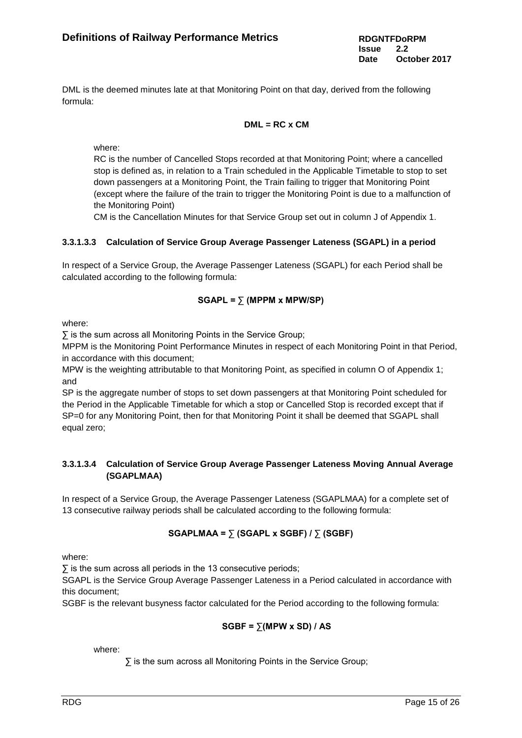DML is the deemed minutes late at that Monitoring Point on that day, derived from the following formula:

$$DML = RC \times CM$$

where:

RC is the number of Cancelled Stops recorded at that Monitoring Point; where a cancelled stop is defined as, in relation to a Train scheduled in the Applicable Timetable to stop to set down passengers at a Monitoring Point, the Train failing to trigger that Monitoring Point (except where the failure of the train to trigger the Monitoring Point is due to a malfunction of the Monitoring Point)

CM is the Cancellation Minutes for that Service Group set out in column J of Appendix 1.

#### 3.3.1.3.3 Calculation of Service Group Average Passenger Lateness (SGAPL) in a period

In respect of a Service Group, the Average Passenger Lateness (SGAPL) for each Period shall be calculated according to the following formula:

$$SGAPL = \sum (MPPM \times MPW/SP)$$

where:

∑ is the sum across all Monitoring Points in the Service Group;

MPPM is the Monitoring Point Performance Minutes in respect of each Monitoring Point in that Period, in accordance with this document;

MPW is the weighting attributable to that Monitoring Point, as specified in column O of Appendix 1; and

SP is the aggregate number of stops to set down passengers at that Monitoring Point scheduled for the Period in the Applicable Timetable for which a stop or Cancelled Stop is recorded except that if SP=0 for any Monitoring Point, then for that Monitoring Point it shall be deemed that SGAPL shall equal zero;

#### 3.3.1.3.4 Calculation of Service Group Average Passenger Lateness Moving Annual Average (SGAPLMAA)

In respect of a Service Group, the Average Passenger Lateness (SGAPLMAA) for a complete set of 13 consecutive railway periods shall be calculated according to the following formula:

$$SGAPLMAA = \sum (SGAPL \times SGBF) / \sum (SGBF)$$

where:

∑ is the sum across all periods in the 13 consecutive periods;

SGAPL is the Service Group Average Passenger Lateness in a Period calculated in accordance with this document;

SGBF is the relevant busyness factor calculated for the Period according to the following formula:

$$SGBF = \sum(MPW \times SD) / AS$$

where:

∑ is the sum across all Monitoring Points in the Service Group;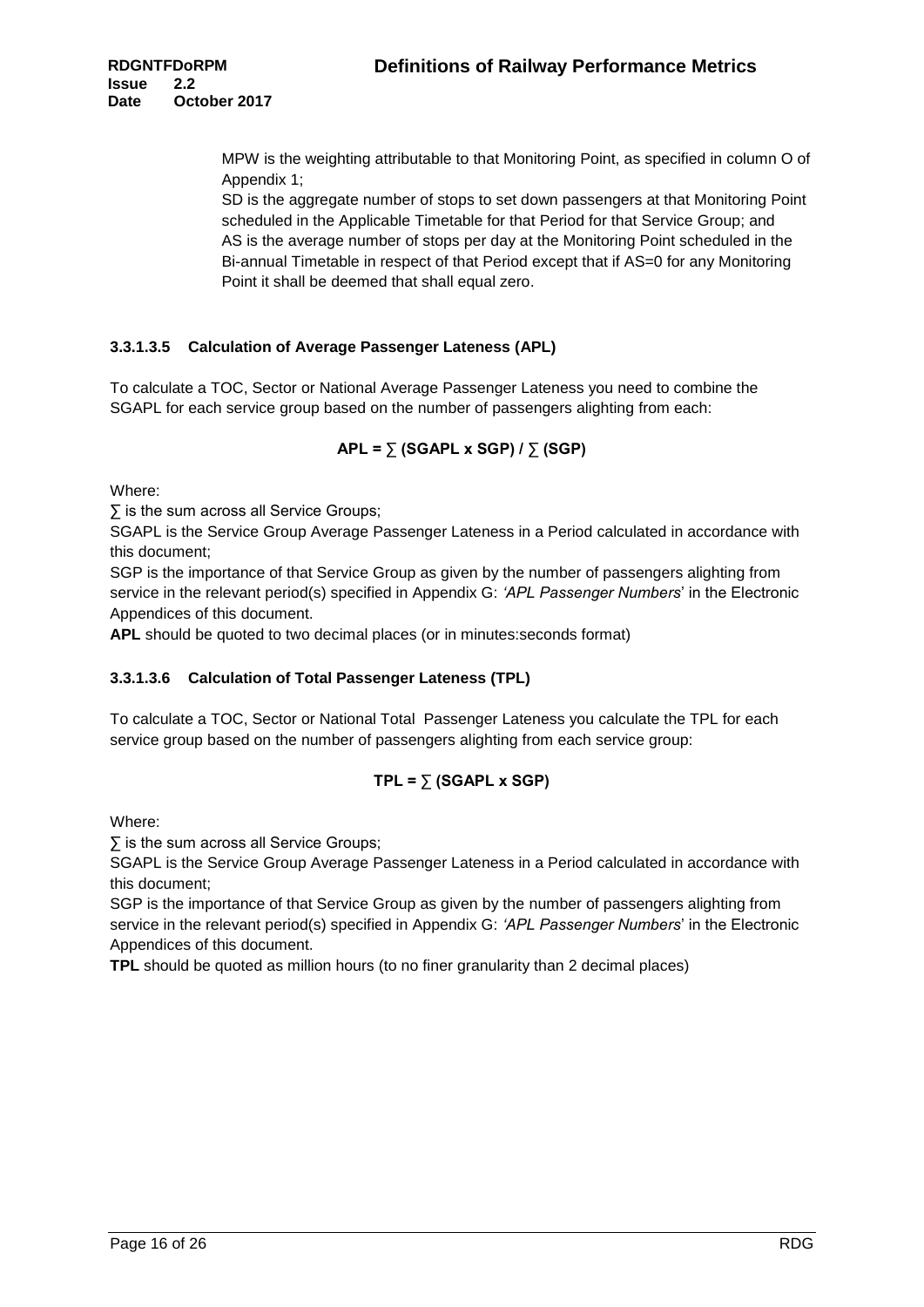MPW is the weighting attributable to that Monitoring Point, as specified in column O of Appendix 1;

SD is the aggregate number of stops to set down passengers at that Monitoring Point scheduled in the Applicable Timetable for that Period for that Service Group; and

AS is the average number of stops per day at the Monitoring Point scheduled in the Bi-annual Timetable in respect of that Period except that if AS=0 for any Monitoring Point it shall be deemed that shall equal zero.

#### 3.3.1.3.5 Calculation of Average Passenger Lateness (APL)

To calculate a TOC, Sector or National Average Passenger Lateness you need to combine the SGAPL for each service group based on the number of passengers alighting from each:

$$\textbf{APL} = \sum (\textbf{SGAPL} \times \textbf{SGP}) / \sum (\textbf{SGP})$$

Where:

∑ is the sum across all Service Groups;

SGAPL is the Service Group Average Passenger Lateness in a Period calculated in accordance with this document;

SGP is the importance of that Service Group as given by the number of passengers alighting from service in the relevant period(s) specified in Appendix G: *'APL Passenger Numbers*' in the Electronic Appendices of this document.

**APL** should be quoted to two decimal places (or in minutes:seconds format)

#### 3.3.1.3.6 Calculation of Total Passenger Lateness (TPL)

To calculate a TOC, Sector or National Total Passenger Lateness you calculate the TPL for each service group based on the number of passengers alighting from each service group:

$$\textbf{TPL} = \sum (\textbf{SGAPL} \times \textbf{SGP})$$

Where:

∑ is the sum across all Service Groups;

SGAPL is the Service Group Average Passenger Lateness in a Period calculated in accordance with this document;

SGP is the importance of that Service Group as given by the number of passengers alighting from service in the relevant period(s) specified in Appendix G: *'APL Passenger Numbers*' in the Electronic Appendices of this document.

**TPL** should be quoted as million hours (to no finer granularity than 2 decimal places)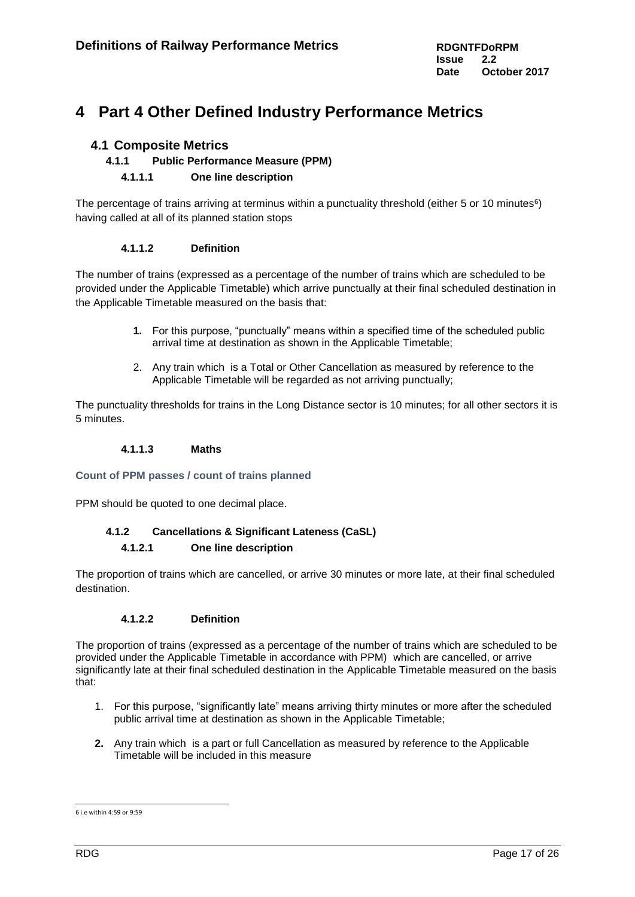# 4 Part 4 Other Defined Industry Performance Metrics

## 4.1 Composite Metrics

### 4.1.1 Public Performance Measure (PPM)

#### 4.1.1.1 One line description

The percentage of trains arriving at terminus within a punctuality threshold (either 5 or 10 minutes[6]) having called at all of its planned station stops

#### 4.1.1.2 Definition

The number of trains (expressed as a percentage of the number of trains which are scheduled to be provided under the Applicable Timetable) which arrive punctually at their final scheduled destination in the Applicable Timetable measured on the basis that:

1. For this purpose, "punctually" means within a specified time of the scheduled public arrival time at destination as shown in the Applicable Timetable;
2. Any train which is a Total or Other Cancellation as measured by reference to the Applicable Timetable will be regarded as not arriving punctually;

The punctuality thresholds for trains in the Long Distance sector is 10 minutes; for all other sectors it is 5 minutes.

#### 4.1.1.3 Maths

**Count of PPM passes / count of trains planned**

PPM should be quoted to one decimal place.

### 4.1.2 Cancellations & Significant Lateness (CaSL)

#### 4.1.2.1 One line description

The proportion of trains which are cancelled, or arrive 30 minutes or more late, at their final scheduled destination.

#### 4.1.2.2 Definition

The proportion of trains (expressed as a percentage of the number of trains which are scheduled to be provided under the Applicable Timetable in accordance with PPM) which are cancelled, or arrive significantly late at their final scheduled destination in the Applicable Timetable measured on the basis that:

1. For this purpose, "significantly late" means arriving thirty minutes or more after the scheduled public arrival time at destination as shown in the Applicable Timetable;
2. Any train which is a part or full Cancellation as measured by reference to the Applicable Timetable will be included in this measure

---

[6] i.e within 4:59 or 9:59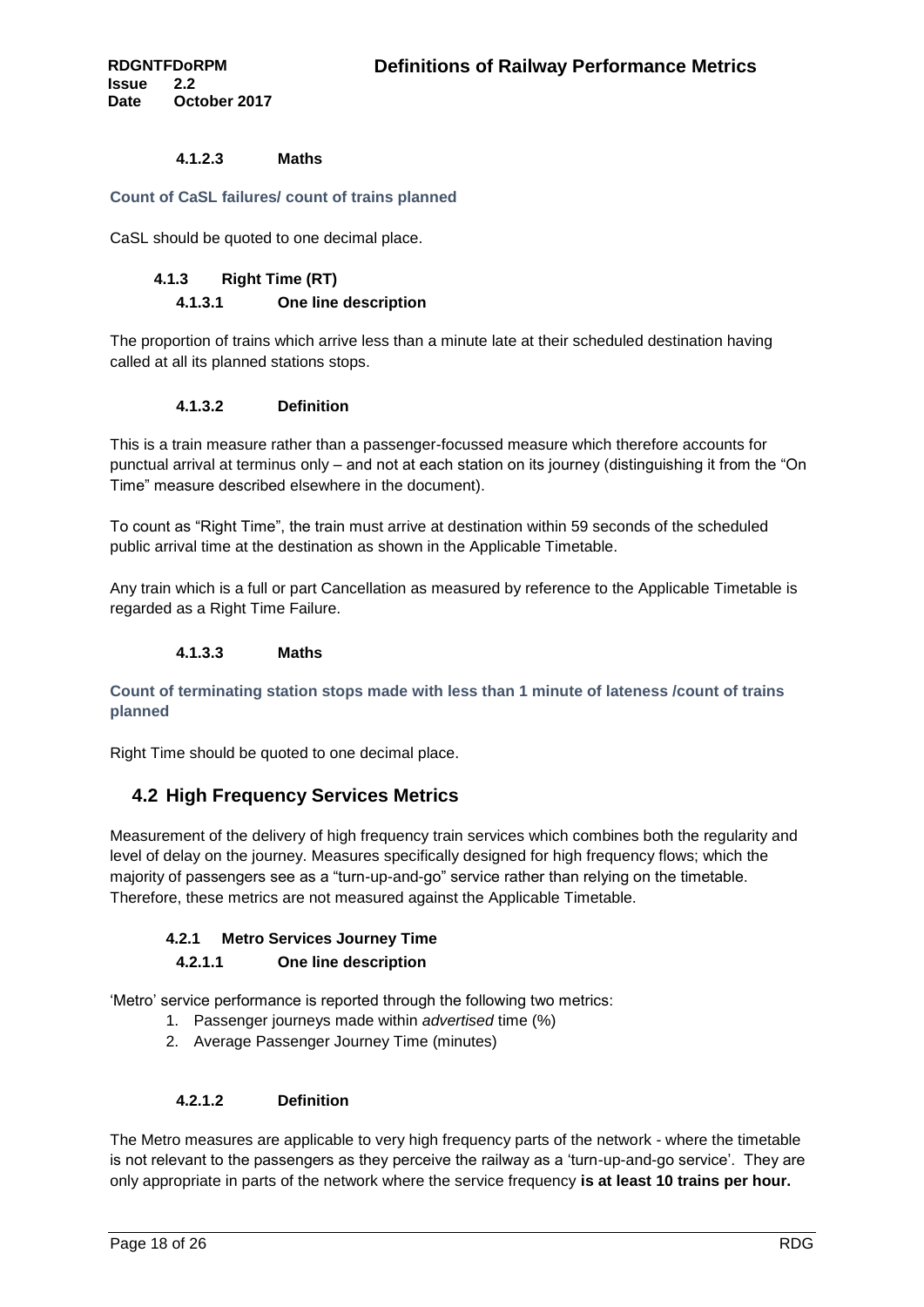#### 4.1.2.3 Maths

**Count of CaSL failures/ count of trains planned**

CaSL should be quoted to one decimal place.

### 4.1.3 Right Time (RT)

#### 4.1.3.1 One line description

The proportion of trains which arrive less than a minute late at their scheduled destination having called at all its planned stations stops.

#### 4.1.3.2 Definition

This is a train measure rather than a passenger-focussed measure which therefore accounts for punctual arrival at terminus only – and not at each station on its journey (distinguishing it from the "On Time" measure described elsewhere in the document).

To count as "Right Time", the train must arrive at destination within 59 seconds of the scheduled public arrival time at the destination as shown in the Applicable Timetable.

Any train which is a full or part Cancellation as measured by reference to the Applicable Timetable is regarded as a Right Time Failure.

#### 4.1.3.3 Maths

**Count of terminating station stops made with less than 1 minute of lateness /count of trains planned**

Right Time should be quoted to one decimal place.

## 4.2 High Frequency Services Metrics

Measurement of the delivery of high frequency train services which combines both the regularity and level of delay on the journey. Measures specifically designed for high frequency flows; which the majority of passengers see as a "turn-up-and-go" service rather than relying on the timetable. Therefore, these metrics are not measured against the Applicable Timetable.

### 4.2.1 Metro Services Journey Time

#### 4.2.1.1 One line description

'Metro' service performance is reported through the following two metrics:

1. Passenger journeys made within *advertised* time (%)
2. Average Passenger Journey Time (minutes)

#### 4.2.1.2 Definition

The Metro measures are applicable to very high frequency parts of the network - where the timetable is not relevant to the passengers as they perceive the railway as a 'turn-up-and-go service'. They are only appropriate in parts of the network where the service frequency **is at least 10 trains per hour.**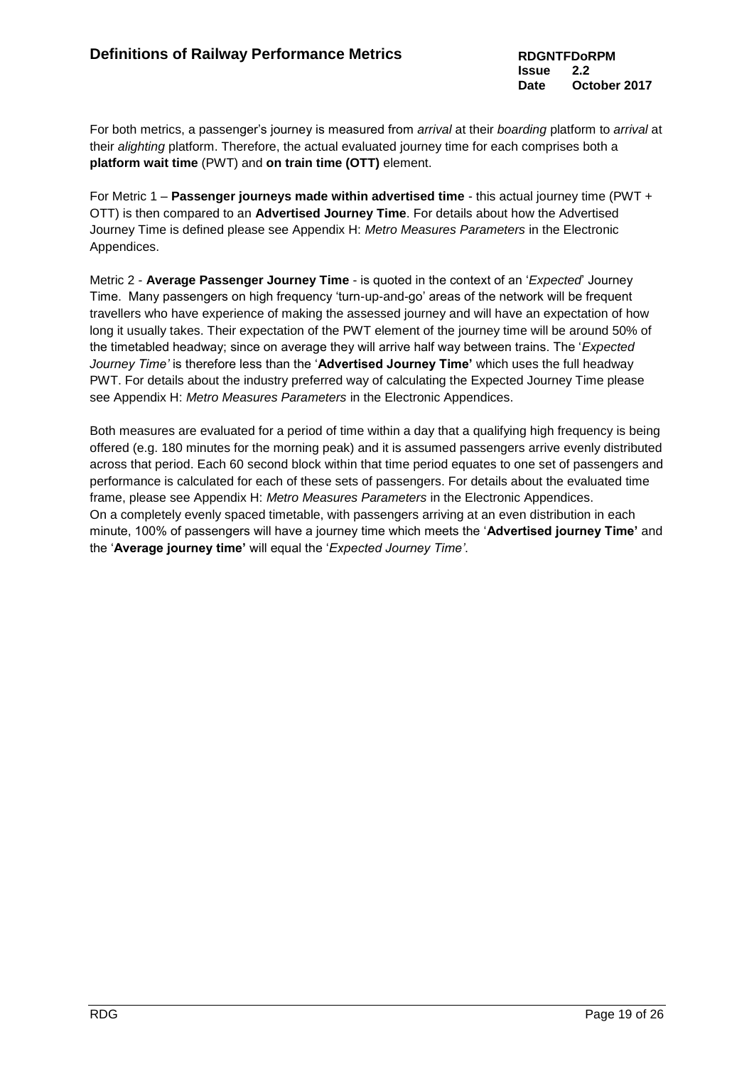For both metrics, a passenger's journey is measured from *arrival* at their *boarding* platform to *arrival* at their *alighting* platform. Therefore, the actual evaluated journey time for each comprises both a **platform wait time** (PWT) and **on train time (OTT)** element.

For Metric 1 – **Passenger journeys made within advertised time** - this actual journey time (PWT + OTT) is then compared to an **Advertised Journey Time**. For details about how the Advertised Journey Time is defined please see Appendix H: *Metro Measures Parameters* in the Electronic Appendices.

Metric 2 - **Average Passenger Journey Time** - is quoted in the context of an '*Expected*' Journey Time. Many passengers on high frequency 'turn-up-and-go' areas of the network will be frequent travellers who have experience of making the assessed journey and will have an expectation of how long it usually takes. Their expectation of the PWT element of the journey time will be around 50% of the timetabled headway; since on average they will arrive half way between trains. The '*Expected Journey Time'* is therefore less than the '**Advertised Journey Time'** which uses the full headway PWT. For details about the industry preferred way of calculating the Expected Journey Time please see Appendix H: *Metro Measures Parameters* in the Electronic Appendices.

Both measures are evaluated for a period of time within a day that a qualifying high frequency is being offered (e.g. 180 minutes for the morning peak) and it is assumed passengers arrive evenly distributed across that period. Each 60 second block within that time period equates to one set of passengers and performance is calculated for each of these sets of passengers. For details about the evaluated time frame, please see Appendix H: *Metro Measures Parameters* in the Electronic Appendices.
On a completely evenly spaced timetable, with passengers arriving at an even distribution in each minute, 100% of passengers will have a journey time which meets the '**Advertised journey Time'** and the '**Average journey time'** will equal the '*Expected Journey Time'*.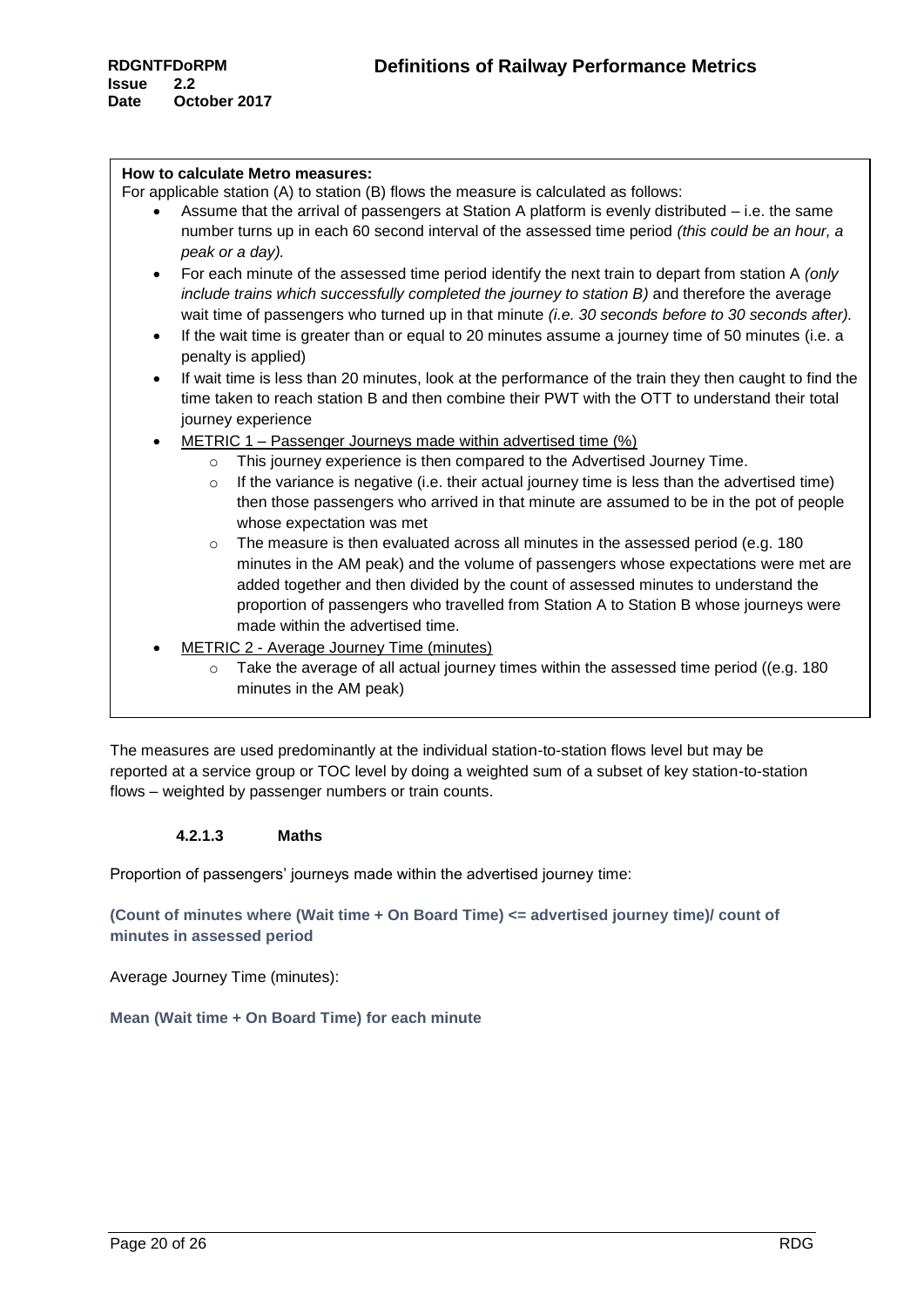**How to calculate Metro measures:**

For applicable station (A) to station (B) flows the measure is calculated as follows:

- Assume that the arrival of passengers at Station A platform is evenly distributed – i.e. the same number turns up in each 60 second interval of the assessed time period *(this could be an hour, a peak or a day).*
- For each minute of the assessed time period identify the next train to depart from station A *(only include trains which successfully completed the journey to station B)* and therefore the average wait time of passengers who turned up in that minute *(i.e. 30 seconds before to 30 seconds after).*
- If the wait time is greater than or equal to 20 minutes assume a journey time of 50 minutes (i.e. a penalty is applied)
- If wait time is less than 20 minutes, look at the performance of the train they then caught to find the time taken to reach station B and then combine their PWT with the OTT to understand their total journey experience
- METRIC 1 – Passenger Journeys made within advertised time (%)
    - This journey experience is then compared to the Advertised Journey Time.
    - If the variance is negative (i.e. their actual journey time is less than the advertised time) then those passengers who arrived in that minute are assumed to be in the pot of people whose expectation was met
    - The measure is then evaluated across all minutes in the assessed period (e.g. 180 minutes in the AM peak) and the volume of passengers whose expectations were met are added together and then divided by the count of assessed minutes to understand the proportion of passengers who travelled from Station A to Station B whose journeys were made within the advertised time.
- METRIC 2 - Average Journey Time (minutes)
    - Take the average of all actual journey times within the assessed time period ((e.g. 180 minutes in the AM peak)

The measures are used predominantly at the individual station-to-station flows level but may be reported at a service group or TOC level by doing a weighted sum of a subset of key station-to-station flows – weighted by passenger numbers or train counts.

#### 4.2.1.3 Maths

Proportion of passengers' journeys made within the advertised journey time:

**(Count of minutes where (Wait time + On Board Time) <= advertised journey time)/ count of minutes in assessed period**

Average Journey Time (minutes):

**Mean (Wait time + On Board Time) for each minute**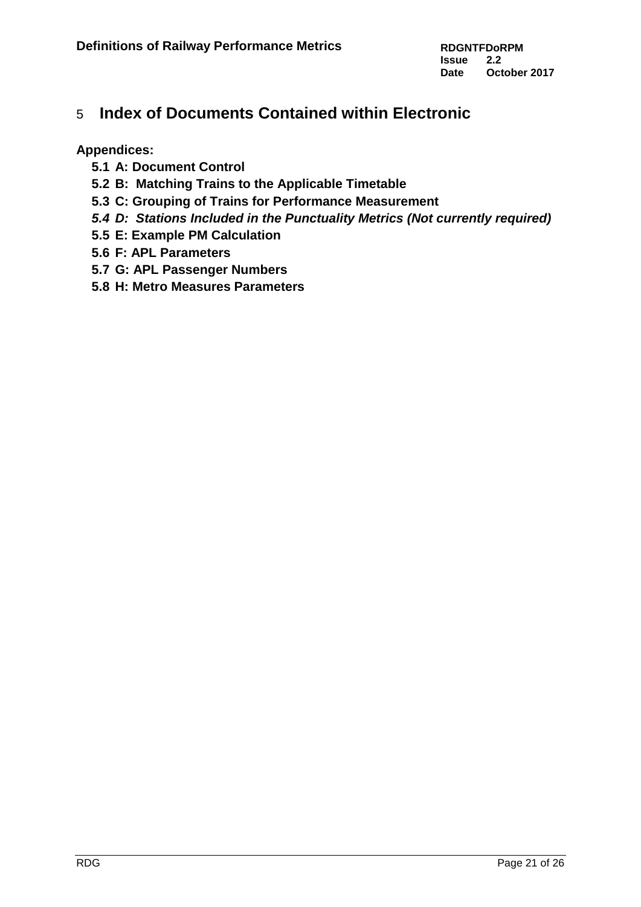# 5 Index of Documents Contained within Electronic

**Appendices:**

- **5.1 A: Document Control**
- **5.2 B: Matching Trains to the Applicable Timetable**
- **5.3 C: Grouping of Trains for Performance Measurement**
- ***5.4 D: Stations Included in the Punctuality Metrics (Not currently required)***
- **5.5 E: Example PM Calculation**
- **5.6 F: APL Parameters**
- **5.7 G: APL Passenger Numbers**
- **5.8 H: Metro Measures Parameters**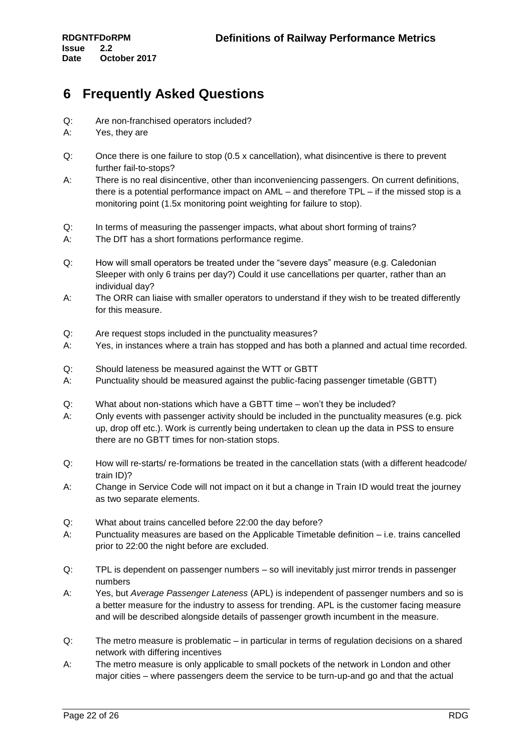# 6 Frequently Asked Questions

Q: Are non-franchised operators included?
A: Yes, they are

Q: Once there is one failure to stop (0.5 x cancellation), what disincentive is there to prevent further fail-to-stops?
A: There is no real disincentive, other than inconveniencing passengers. On current definitions, there is a potential performance impact on AML – and therefore TPL – if the missed stop is a monitoring point (1.5x monitoring point weighting for failure to stop).

Q: In terms of measuring the passenger impacts, what about short forming of trains?
A: The DfT has a short formations performance regime.

Q: How will small operators be treated under the "severe days" measure (e.g. Caledonian Sleeper with only 6 trains per day?) Could it use cancellations per quarter, rather than an individual day?
A: The ORR can liaise with smaller operators to understand if they wish to be treated differently for this measure.

Q: Are request stops included in the punctuality measures?
A: Yes, in instances where a train has stopped and has both a planned and actual time recorded.

Q: Should lateness be measured against the WTT or GBTT
A: Punctuality should be measured against the public-facing passenger timetable (GBTT)

Q: What about non-stations which have a GBTT time – won't they be included?
A: Only events with passenger activity should be included in the punctuality measures (e.g. pick up, drop off etc.). Work is currently being undertaken to clean up the data in PSS to ensure there are no GBTT times for non-station stops.

Q: How will re-starts/ re-formations be treated in the cancellation stats (with a different headcode/ train ID)?
A: Change in Service Code will not impact on it but a change in Train ID would treat the journey as two separate elements.

Q: What about trains cancelled before 22:00 the day before?
A: Punctuality measures are based on the Applicable Timetable definition – i.e. trains cancelled prior to 22:00 the night before are excluded.

Q: TPL is dependent on passenger numbers – so will inevitably just mirror trends in passenger numbers
A: Yes, but *Average Passenger Lateness* (APL) is independent of passenger numbers and so is a better measure for the industry to assess for trending. APL is the customer facing measure and will be described alongside details of passenger growth incumbent in the measure.

Q: The metro measure is problematic – in particular in terms of regulation decisions on a shared network with differing incentives
A: The metro measure is only applicable to small pockets of the network in London and other major cities – where passengers deem the service to be turn-up-and go and that the actual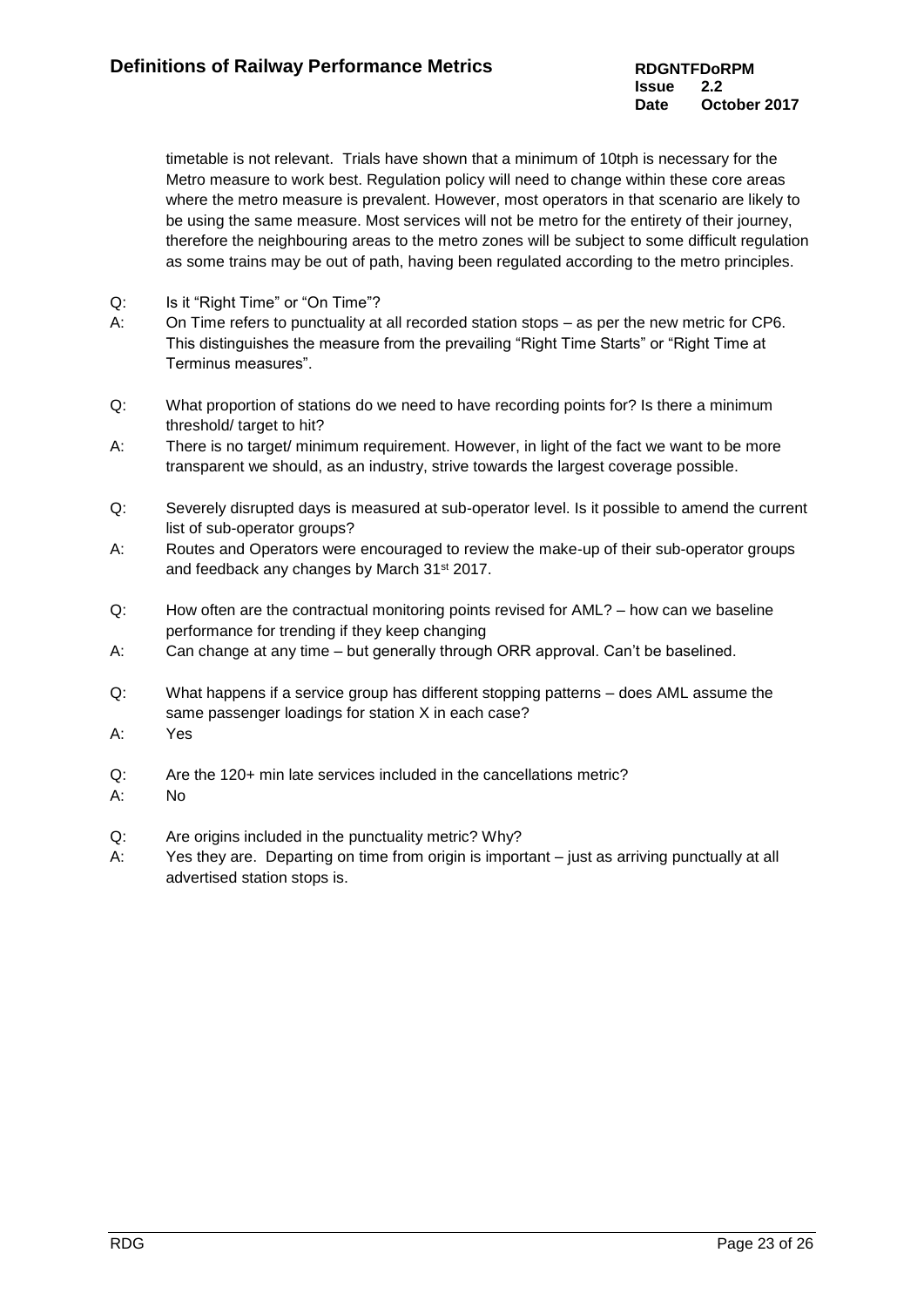timetable is not relevant. Trials have shown that a minimum of 10tph is necessary for the Metro measure to work best. Regulation policy will need to change within these core areas where the metro measure is prevalent. However, most operators in that scenario are likely to be using the same measure. Most services will not be metro for the entirety of their journey, therefore the neighbouring areas to the metro zones will be subject to some difficult regulation as some trains may be out of path, having been regulated according to the metro principles.

Q: Is it "Right Time" or "On Time"?

A: On Time refers to punctuality at all recorded station stops – as per the new metric for CP6. This distinguishes the measure from the prevailing "Right Time Starts" or "Right Time at Terminus measures".

Q: What proportion of stations do we need to have recording points for? Is there a minimum threshold/ target to hit?

A: There is no target/ minimum requirement. However, in light of the fact we want to be more transparent we should, as an industry, strive towards the largest coverage possible.

Q: Severely disrupted days is measured at sub-operator level. Is it possible to amend the current list of sub-operator groups?

A: Routes and Operators were encouraged to review the make-up of their sub-operator groups and feedback any changes by March 31st 2017.

Q: How often are the contractual monitoring points revised for AML? – how can we baseline performance for trending if they keep changing

A: Can change at any time – but generally through ORR approval. Can't be baselined.

Q: What happens if a service group has different stopping patterns – does AML assume the same passenger loadings for station X in each case?

A: Yes

Q: Are the 120+ min late services included in the cancellations metric?

A: No

Q: Are origins included in the punctuality metric? Why?

A: Yes they are. Departing on time from origin is important – just as arriving punctually at all advertised station stops is.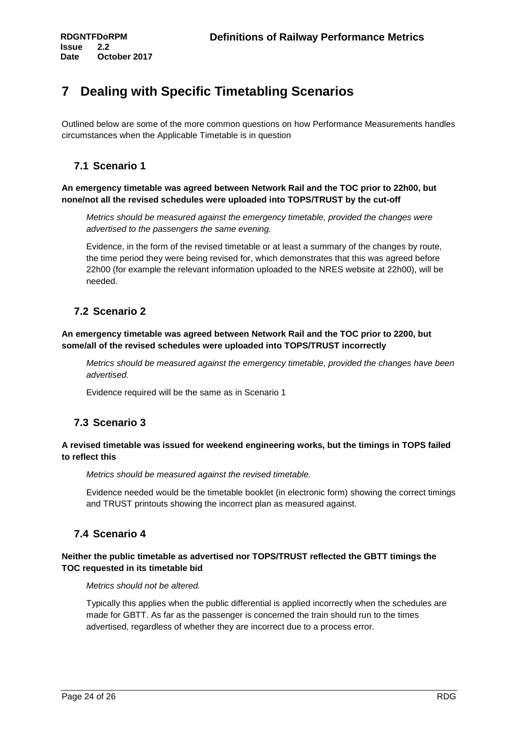# 7 Dealing with Specific Timetabling Scenarios

Outlined below are some of the more common questions on how Performance Measurements handles circumstances when the Applicable Timetable is in question

## 7.1 Scenario 1

**An emergency timetable was agreed between Network Rail and the TOC prior to 22h00, but none/not all the revised schedules were uploaded into TOPS/TRUST by the cut-off**

*Metrics should be measured against the emergency timetable, provided the changes were advertised to the passengers the same evening.*

Evidence, in the form of the revised timetable or at least a summary of the changes by route, the time period they were being revised for, which demonstrates that this was agreed before 22h00 (for example the relevant information uploaded to the NRES website at 22h00), will be needed.

## 7.2 Scenario 2

**An emergency timetable was agreed between Network Rail and the TOC prior to 2200, but some/all of the revised schedules were uploaded into TOPS/TRUST incorrectly**

*Metrics should be measured against the emergency timetable, provided the changes have been advertised.*

Evidence required will be the same as in Scenario 1

## 7.3 Scenario 3

**A revised timetable was issued for weekend engineering works, but the timings in TOPS failed to reflect this**

*Metrics should be measured against the revised timetable.*

Evidence needed would be the timetable booklet (in electronic form) showing the correct timings and TRUST printouts showing the incorrect plan as measured against.

## 7.4 Scenario 4

**Neither the public timetable as advertised nor TOPS/TRUST reflected the GBTT timings the TOC requested in its timetable bid**

*Metrics should not be altered.*

Typically this applies when the public differential is applied incorrectly when the schedules are made for GBTT. As far as the passenger is concerned the train should run to the times advertised, regardless of whether they are incorrect due to a process error.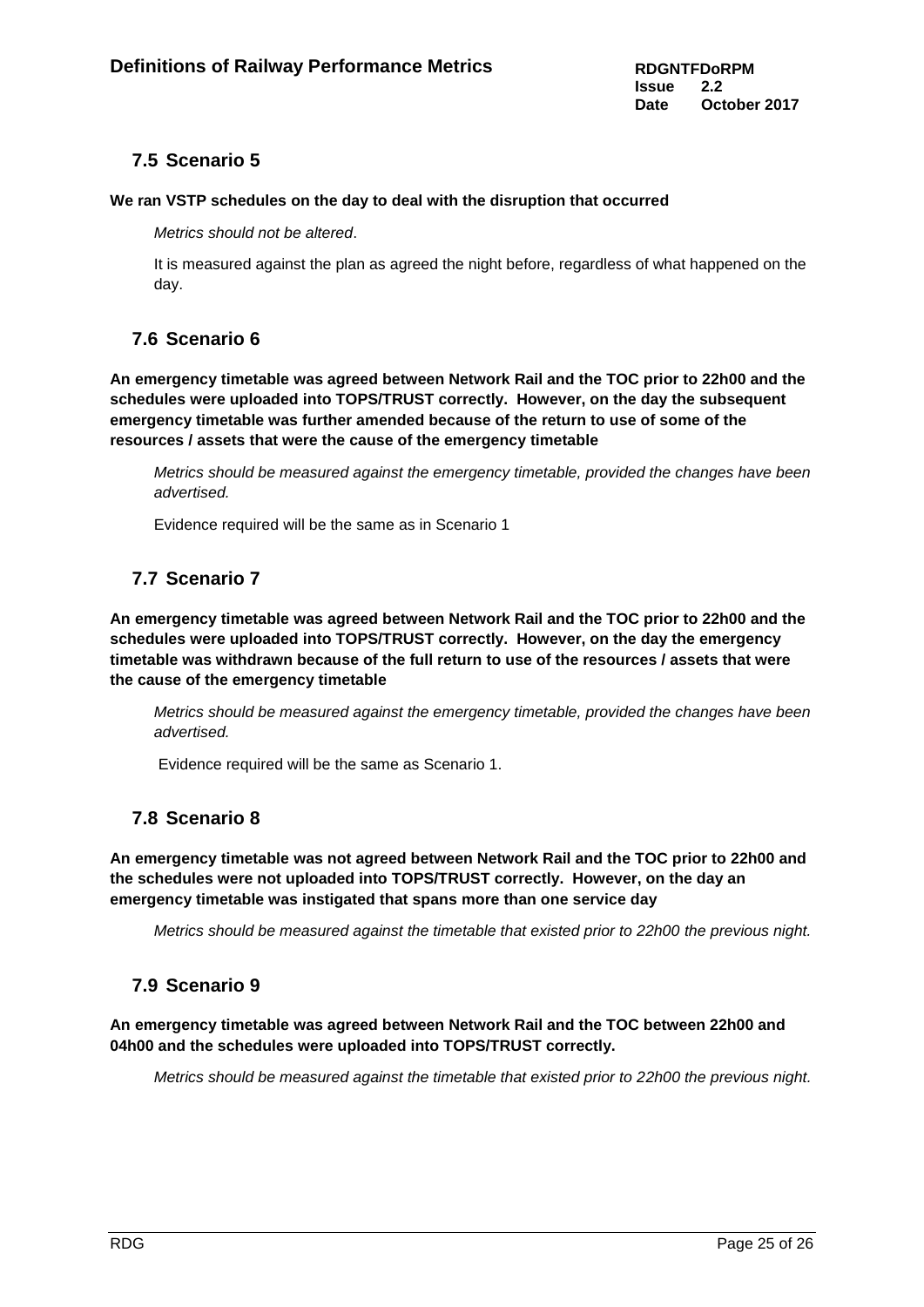## 7.5 Scenario 5

**We ran VSTP schedules on the day to deal with the disruption that occurred**

*Metrics should not be altered*.

It is measured against the plan as agreed the night before, regardless of what happened on the day.

## 7.6 Scenario 6

**An emergency timetable was agreed between Network Rail and the TOC prior to 22h00 and the schedules were uploaded into TOPS/TRUST correctly. However, on the day the subsequent emergency timetable was further amended because of the return to use of some of the resources / assets that were the cause of the emergency timetable**

*Metrics should be measured against the emergency timetable, provided the changes have been advertised.*

Evidence required will be the same as in Scenario 1

## 7.7 Scenario 7

**An emergency timetable was agreed between Network Rail and the TOC prior to 22h00 and the schedules were uploaded into TOPS/TRUST correctly. However, on the day the emergency timetable was withdrawn because of the full return to use of the resources / assets that were the cause of the emergency timetable**

*Metrics should be measured against the emergency timetable, provided the changes have been advertised.*

Evidence required will be the same as Scenario 1.

## 7.8 Scenario 8

**An emergency timetable was not agreed between Network Rail and the TOC prior to 22h00 and the schedules were not uploaded into TOPS/TRUST correctly. However, on the day an emergency timetable was instigated that spans more than one service day**

*Metrics should be measured against the timetable that existed prior to 22h00 the previous night.*

## 7.9 Scenario 9

**An emergency timetable was agreed between Network Rail and the TOC between 22h00 and 04h00 and the schedules were uploaded into TOPS/TRUST correctly.**

*Metrics should be measured against the timetable that existed prior to 22h00 the previous night.*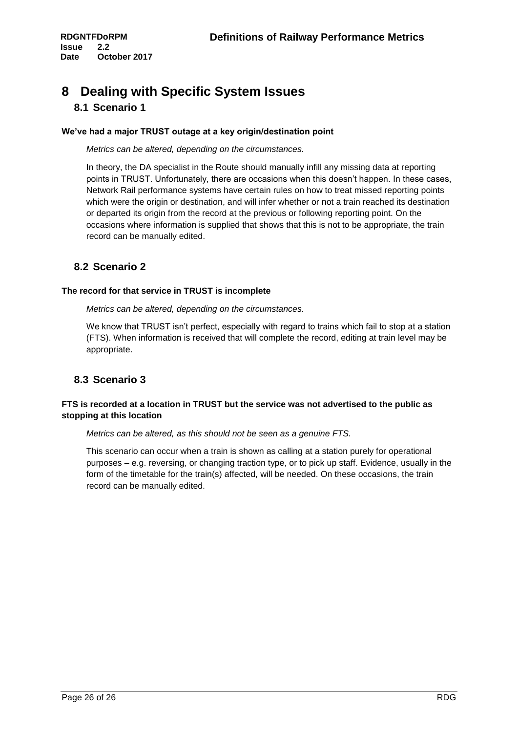# 8 Dealing with Specific System Issues

## 8.1 Scenario 1

**We've had a major TRUST outage at a key origin/destination point**

*Metrics can be altered, depending on the circumstances.*

In theory, the DA specialist in the Route should manually infill any missing data at reporting points in TRUST. Unfortunately, there are occasions when this doesn't happen. In these cases, Network Rail performance systems have certain rules on how to treat missed reporting points which were the origin or destination, and will infer whether or not a train reached its destination or departed its origin from the record at the previous or following reporting point. On the occasions where information is supplied that shows that this is not to be appropriate, the train record can be manually edited.

## 8.2 Scenario 2

**The record for that service in TRUST is incomplete**

*Metrics can be altered, depending on the circumstances.*

We know that TRUST isn't perfect, especially with regard to trains which fail to stop at a station (FTS). When information is received that will complete the record, editing at train level may be appropriate.

## 8.3 Scenario 3

**FTS is recorded at a location in TRUST but the service was not advertised to the public as stopping at this location**

*Metrics can be altered, as this should not be seen as a genuine FTS.*

This scenario can occur when a train is shown as calling at a station purely for operational purposes – e.g. reversing, or changing traction type, or to pick up staff. Evidence, usually in the form of the timetable for the train(s) affected, will be needed. On these occasions, the train record can be manually edited.